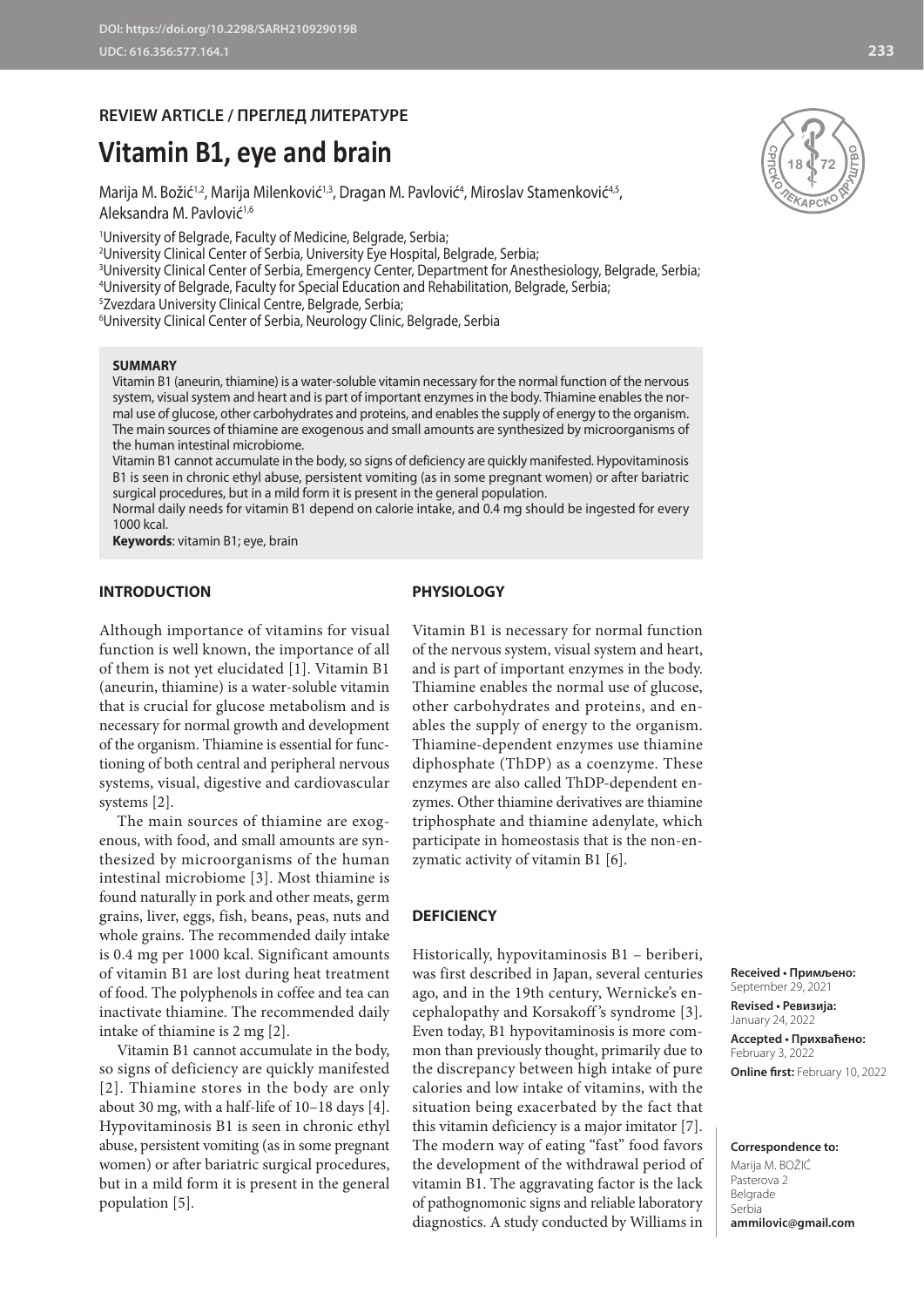DOI: https://doi.org/10.2298/SARH210929019B
UDC: 616.356:577.164.1

**REVIEW ARTICLE / ПРЕГЛЕД ЛИТЕРАТУРЕ**

# Vitamin B1, eye and brain

Marija M. Božić[1,2], Marija Milenković[1,3], Dragan M. Pavlović[4], Miroslav Stamenković[4,5], Aleksandra M. Pavlović[1,6]

[1]University of Belgrade, Faculty of Medicine, Belgrade, Serbia;
[2]University Clinical Center of Serbia, University Eye Hospital, Belgrade, Serbia;
[3]University Clinical Center of Serbia, Emergency Center, Department for Anesthesiology, Belgrade, Serbia;
[4]University of Belgrade, Faculty for Special Education and Rehabilitation, Belgrade, Serbia;
[5]Zvezdara University Clinical Centre, Belgrade, Serbia;
[6]University Clinical Center of Serbia, Neurology Clinic, Belgrade, Serbia

**SUMMARY**

Vitamin B1 (aneurin, thiamine) is a water-soluble vitamin necessary for the normal function of the nervous system, visual system and heart and is part of important enzymes in the body. Thiamine enables the normal use of glucose, other carbohydrates and proteins, and enables the supply of energy to the organism. The main sources of thiamine are exogenous and small amounts are synthesized by microorganisms of the human intestinal microbiome.

Vitamin B1 cannot accumulate in the body, so signs of deficiency are quickly manifested. Hypovitaminosis B1 is seen in chronic ethyl abuse, persistent vomiting (as in some pregnant women) or after bariatric surgical procedures, but in a mild form it is present in the general population.

Normal daily needs for vitamin B1 depend on calorie intake, and 0.4 mg should be ingested for every 1000 kcal.

**Keywords**: vitamin B1; eye, brain

## INTRODUCTION

Although importance of vitamins for visual function is well known, the importance of all of them is not yet elucidated [1]. Vitamin B1 (aneurin, thiamine) is a water-soluble vitamin that is crucial for glucose metabolism and is necessary for normal growth and development of the organism. Thiamine is essential for functioning of both central and peripheral nervous systems, visual, digestive and cardiovascular systems [2].

The main sources of thiamine are exogenous, with food, and small amounts are synthesized by microorganisms of the human intestinal microbiome [3]. Most thiamine is found naturally in pork and other meats, germ grains, liver, eggs, fish, beans, peas, nuts and whole grains. The recommended daily intake is 0.4 mg per 1000 kcal. Significant amounts of vitamin B1 are lost during heat treatment of food. The polyphenols in coffee and tea can inactivate thiamine. The recommended daily intake of thiamine is 2 mg [2].

Vitamin B1 cannot accumulate in the body, so signs of deficiency are quickly manifested [2]. Thiamine stores in the body are only about 30 mg, with a half-life of 10–18 days [4]. Hypovitaminosis B1 is seen in chronic ethyl abuse, persistent vomiting (as in some pregnant women) or after bariatric surgical procedures, but in a mild form it is present in the general population [5].

## PHYSIOLOGY

Vitamin B1 is necessary for normal function of the nervous system, visual system and heart, and is part of important enzymes in the body. Thiamine enables the normal use of glucose, other carbohydrates and proteins, and enables the supply of energy to the organism. Thiamine-dependent enzymes use thiamine diphosphate (ThDP) as a coenzyme. These enzymes are also called ThDP-dependent enzymes. Other thiamine derivatives are thiamine triphosphate and thiamine adenylate, which participate in homeostasis that is the non-enzymatic activity of vitamin B1 [6].

## DEFICIENCY

Historically, hypovitaminosis B1 – beriberi, was first described in Japan, several centuries ago, and in the 19th century, Wernicke's encephalopathy and Korsakoff's syndrome [3]. Even today, B1 hypovitaminosis is more common than previously thought, primarily due to the discrepancy between high intake of pure calories and low intake of vitamins, with the situation being exacerbated by the fact that this vitamin deficiency is a major imitator [7]. The modern way of eating "fast" food favors the development of the withdrawal period of vitamin B1. The aggravating factor is the lack of pathognomonic signs and reliable laboratory diagnostics. A study conducted by Williams in

**Received • Примљено:** September 29, 2021
**Revised • Ревизија:** January 24, 2022
**Accepted • Прихваћено:** February 3, 2022
**Online first:** February 10, 2022

**Correspondence to:**
Marija M. BOŽIĆ
Pasterova 2
Belgrade
Serbia
**ammilovic@gmail.com**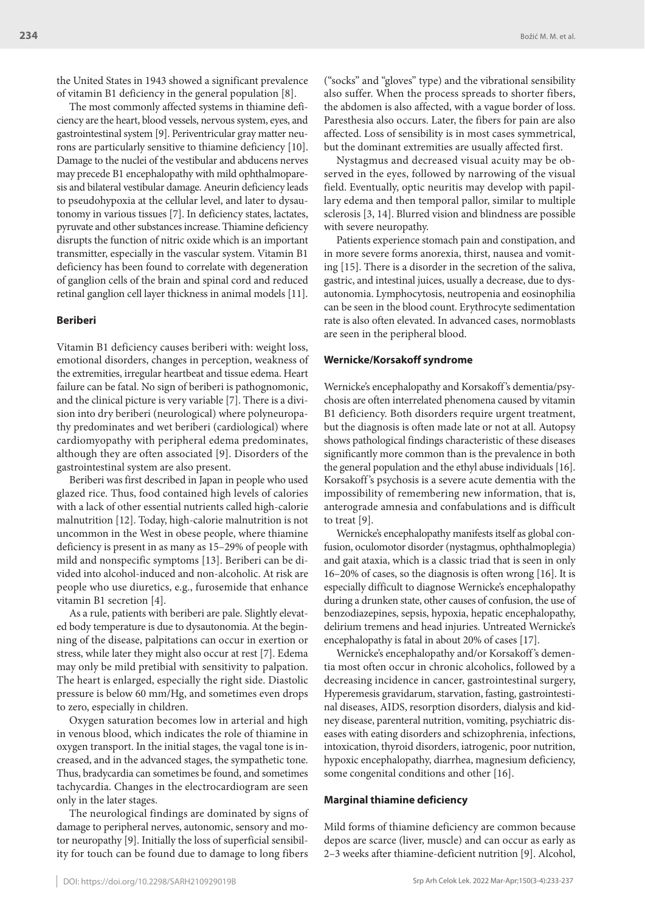the United States in 1943 showed a significant prevalence of vitamin B1 deficiency in the general population [8].

The most commonly affected systems in thiamine deficiency are the heart, blood vessels, nervous system, eyes, and gastrointestinal system [9]. Periventricular gray matter neurons are particularly sensitive to thiamine deficiency [10]. Damage to the nuclei of the vestibular and abducens nerves may precede B1 encephalopathy with mild ophthalmoparesis and bilateral vestibular damage. Aneurin deficiency leads to pseudohypoxia at the cellular level, and later to dysautonomy in various tissues [7]. In deficiency states, lactates, pyruvate and other substances increase. Thiamine deficiency disrupts the function of nitric oxide which is an important transmitter, especially in the vascular system. Vitamin B1 deficiency has been found to correlate with degeneration of ganglion cells of the brain and spinal cord and reduced retinal ganglion cell layer thickness in animal models [11].

## Beriberi

Vitamin B1 deficiency causes beriberi with: weight loss, emotional disorders, changes in perception, weakness of the extremities, irregular heartbeat and tissue edema. Heart failure can be fatal. No sign of beriberi is pathognomonic, and the clinical picture is very variable [7]. There is a division into dry beriberi (neurological) where polyneuropathy predominates and wet beriberi (cardiological) where cardiomyopathy with peripheral edema predominates, although they are often associated [9]. Disorders of the gastrointestinal system are also present.

Beriberi was first described in Japan in people who used glazed rice. Thus, food contained high levels of calories with a lack of other essential nutrients called high-calorie malnutrition [12]. Today, high-calorie malnutrition is not uncommon in the West in obese people, where thiamine deficiency is present in as many as 15–29% of people with mild and nonspecific symptoms [13]. Beriberi can be divided into alcohol-induced and non-alcoholic. At risk are people who use diuretics, e.g., furosemide that enhance vitamin B1 secretion [4].

As a rule, patients with beriberi are pale. Slightly elevated body temperature is due to dysautonomia. At the beginning of the disease, palpitations can occur in exertion or stress, while later they might also occur at rest [7]. Edema may only be mild pretibial with sensitivity to palpation. The heart is enlarged, especially the right side. Diastolic pressure is below 60 mm/Hg, and sometimes even drops to zero, especially in children.

Oxygen saturation becomes low in arterial and high in venous blood, which indicates the role of thiamine in oxygen transport. In the initial stages, the vagal tone is increased, and in the advanced stages, the sympathetic tone. Thus, bradycardia can sometimes be found, and sometimes tachycardia. Changes in the electrocardiogram are seen only in the later stages.

The neurological findings are dominated by signs of damage to peripheral nerves, autonomic, sensory and motor neuropathy [9]. Initially the loss of superficial sensibility for touch can be found due to damage to long fibers ("socks" and "gloves" type) and the vibrational sensibility also suffer. When the process spreads to shorter fibers, the abdomen is also affected, with a vague border of loss. Paresthesia also occurs. Later, the fibers for pain are also affected. Loss of sensibility is in most cases symmetrical, but the dominant extremities are usually affected first.

Nystagmus and decreased visual acuity may be observed in the eyes, followed by narrowing of the visual field. Eventually, optic neuritis may develop with papillary edema and then temporal pallor, similar to multiple sclerosis [3, 14]. Blurred vision and blindness are possible with severe neuropathy.

Patients experience stomach pain and constipation, and in more severe forms anorexia, thirst, nausea and vomiting [15]. There is a disorder in the secretion of the saliva, gastric, and intestinal juices, usually a decrease, due to dysautonomia. Lymphocytosis, neutropenia and eosinophilia can be seen in the blood count. Erythrocyte sedimentation rate is also often elevated. In advanced cases, normoblasts are seen in the peripheral blood.

## Wernicke/Korsakoff syndrome

Wernicke's encephalopathy and Korsakoff's dementia/psychosis are often interrelated phenomena caused by vitamin B1 deficiency. Both disorders require urgent treatment, but the diagnosis is often made late or not at all. Autopsy shows pathological findings characteristic of these diseases significantly more common than is the prevalence in both the general population and the ethyl abuse individuals [16]. Korsakoff's psychosis is a severe acute dementia with the impossibility of remembering new information, that is, anterograde amnesia and confabulations and is difficult to treat [9].

Wernicke's encephalopathy manifests itself as global confusion, oculomotor disorder (nystagmus, ophthalmoplegia) and gait ataxia, which is a classic triad that is seen in only 16–20% of cases, so the diagnosis is often wrong [16]. It is especially difficult to diagnose Wernicke's encephalopathy during a drunken state, other causes of confusion, the use of benzodiazepines, sepsis, hypoxia, hepatic encephalopathy, delirium tremens and head injuries. Untreated Wernicke's encephalopathy is fatal in about 20% of cases [17].

Wernicke's encephalopathy and/or Korsakoff's dementia most often occur in chronic alcoholics, followed by a decreasing incidence in cancer, gastrointestinal surgery, Hyperemesis gravidarum, starvation, fasting, gastrointestinal diseases, AIDS, resorption disorders, dialysis and kidney disease, parenteral nutrition, vomiting, psychiatric diseases with eating disorders and schizophrenia, infections, intoxication, thyroid disorders, iatrogenic, poor nutrition, hypoxic encephalopathy, diarrhea, magnesium deficiency, some congenital conditions and other [16].

## Marginal thiamine deficiency

Mild forms of thiamine deficiency are common because depos are scarce (liver, muscle) and can occur as early as 2–3 weeks after thiamine-deficient nutrition [9]. Alcohol,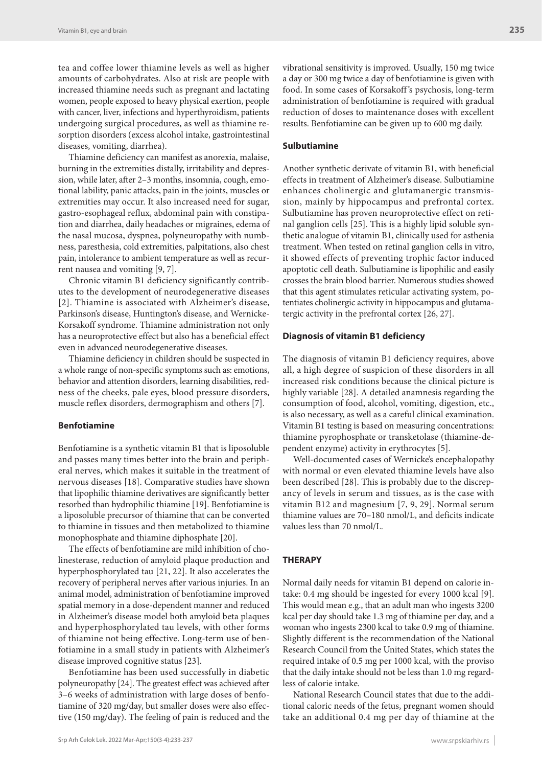tea and coffee lower thiamine levels as well as higher amounts of carbohydrates. Also at risk are people with increased thiamine needs such as pregnant and lactating women, people exposed to heavy physical exertion, people with cancer, liver, infections and hyperthyroidism, patients undergoing surgical procedures, as well as thiamine resorption disorders (excess alcohol intake, gastrointestinal diseases, vomiting, diarrhea).

Thiamine deficiency can manifest as anorexia, malaise, burning in the extremities distally, irritability and depression, while later, after 2–3 months, insomnia, cough, emotional lability, panic attacks, pain in the joints, muscles or extremities may occur. It also increased need for sugar, gastro-esophageal reflux, abdominal pain with constipation and diarrhea, daily headaches or migraines, edema of the nasal mucosa, dyspnea, polyneuropathy with numbness, paresthesia, cold extremities, palpitations, also chest pain, intolerance to ambient temperature as well as recurrent nausea and vomiting [9, 7].

Chronic vitamin B1 deficiency significantly contributes to the development of neurodegenerative diseases [2]. Thiamine is associated with Alzheimer's disease, Parkinson's disease, Huntington's disease, and Wernicke-Korsakoff syndrome. Thiamine administration not only has a neuroprotective effect but also has a beneficial effect even in advanced neurodegenerative diseases.

Thiamine deficiency in children should be suspected in a whole range of non-specific symptoms such as: emotions, behavior and attention disorders, learning disabilities, redness of the cheeks, pale eyes, blood pressure disorders, muscle reflex disorders, dermographism and others [7].

### Benfotiamine

Benfotiamine is a synthetic vitamin B1 that is liposoluble and passes many times better into the brain and peripheral nerves, which makes it suitable in the treatment of nervous diseases [18]. Comparative studies have shown that lipophilic thiamine derivatives are significantly better resorbed than hydrophilic thiamine [19]. Benfotiamine is a liposoluble precursor of thiamine that can be converted to thiamine in tissues and then metabolized to thiamine monophosphate and thiamine diphosphate [20].

The effects of benfotiamine are mild inhibition of cholinesterase, reduction of amyloid plaque production and hyperphosphorylated tau [21, 22]. It also accelerates the recovery of peripheral nerves after various injuries. In an animal model, administration of benfotiamine improved spatial memory in a dose-dependent manner and reduced in Alzheimer's disease model both amyloid beta plaques and hyperphosphorylated tau levels, with other forms of thiamine not being effective. Long-term use of benfotiamine in a small study in patients with Alzheimer's disease improved cognitive status [23].

Benfotiamine has been used successfully in diabetic polyneuropathy [24]. The greatest effect was achieved after 3–6 weeks of administration with large doses of benfotiamine of 320 mg/day, but smaller doses were also effective (150 mg/day). The feeling of pain is reduced and the vibrational sensitivity is improved. Usually, 150 mg twice a day or 300 mg twice a day of benfotiamine is given with food. In some cases of Korsakoff's psychosis, long-term administration of benfotiamine is required with gradual reduction of doses to maintenance doses with excellent results. Benfotiamine can be given up to 600 mg daily.

### Sulbutiamine

Another synthetic derivate of vitamin B1, with beneficial effects in treatment of Alzheimer's disease. Sulbutiamine enhances cholinergic and glutamanergic transmission, mainly by hippocampus and prefrontal cortex. Sulbutiamine has proven neuroprotective effect on retinal ganglion cells [25]. This is a highly lipid soluble synthetic analogue of vitamin B1, clinically used for asthenia treatment. When tested on retinal ganglion cells in vitro, it showed effects of preventing trophic factor induced apoptotic cell death. Sulbutiamine is lipophilic and easily crosses the brain blood barrier. Numerous studies showed that this agent stimulates reticular activating system, potentiates cholinergic activity in hippocampus and glutamatergic activity in the prefrontal cortex [26, 27].

### Diagnosis of vitamin B1 deficiency

The diagnosis of vitamin B1 deficiency requires, above all, a high degree of suspicion of these disorders in all increased risk conditions because the clinical picture is highly variable [28]. A detailed anamnesis regarding the consumption of food, alcohol, vomiting, digestion, etc., is also necessary, as well as a careful clinical examination. Vitamin B1 testing is based on measuring concentrations: thiamine pyrophosphate or transketolase (thiamine-dependent enzyme) activity in erythrocytes [5].

Well-documented cases of Wernicke's encephalopathy with normal or even elevated thiamine levels have also been described [28]. This is probably due to the discrepancy of levels in serum and tissues, as is the case with vitamin B12 and magnesium [7, 9, 29]. Normal serum thiamine values are 70–180 nmol/L, and deficits indicate values less than 70 nmol/L.

## THERAPY

Normal daily needs for vitamin B1 depend on calorie intake: 0.4 mg should be ingested for every 1000 kcal [9]. This would mean e.g., that an adult man who ingests 3200 kcal per day should take 1.3 mg of thiamine per day, and a woman who ingests 2300 kcal to take 0.9 mg of thiamine. Slightly different is the recommendation of the National Research Council from the United States, which states the required intake of 0.5 mg per 1000 kcal, with the proviso that the daily intake should not be less than 1.0 mg regardless of calorie intake.

National Research Council states that due to the additional caloric needs of the fetus, pregnant women should take an additional 0.4 mg per day of thiamine at the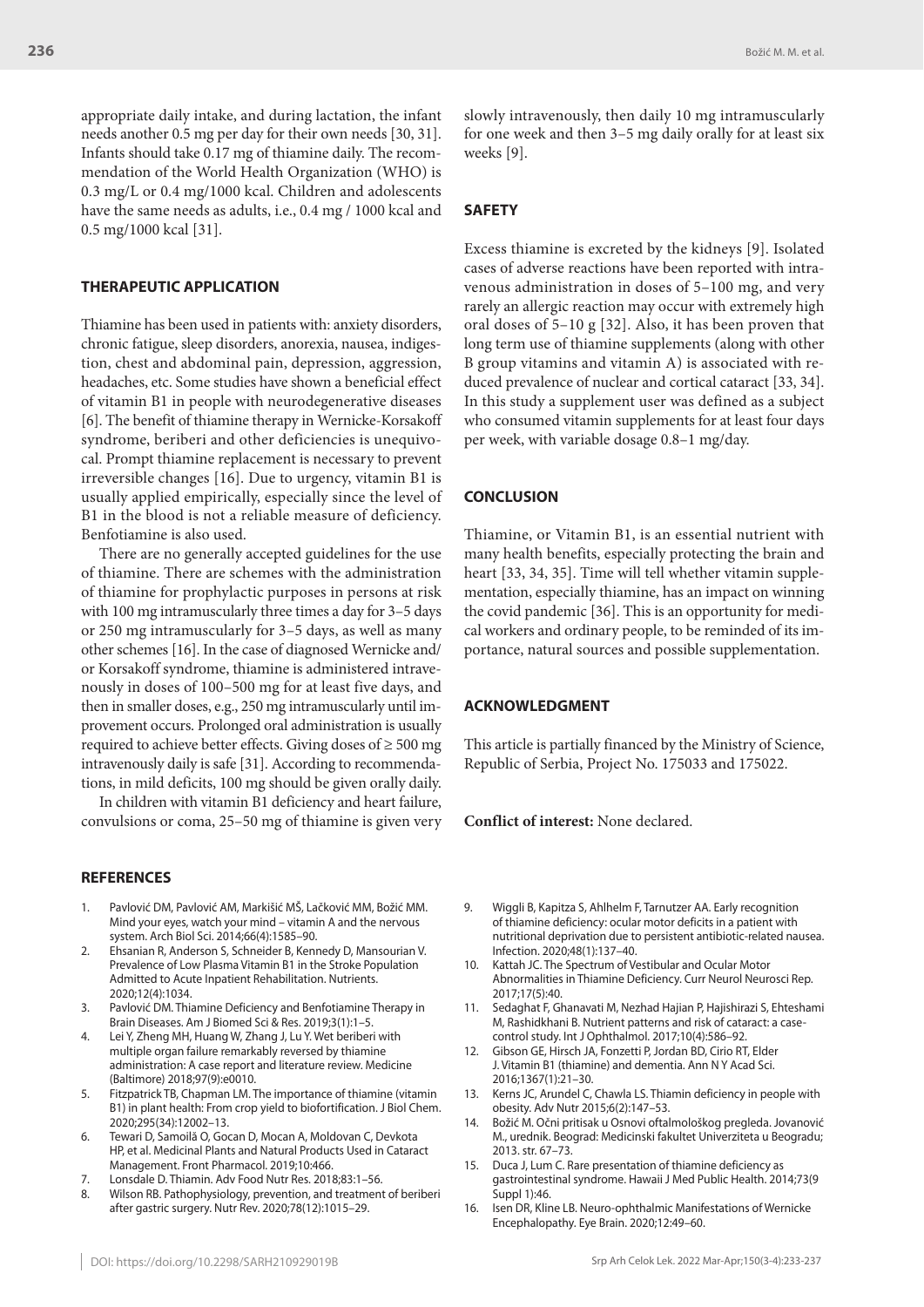appropriate daily intake, and during lactation, the infant needs another 0.5 mg per day for their own needs [30, 31]. Infants should take 0.17 mg of thiamine daily. The recommendation of the World Health Organization (WHO) is 0.3 mg/L or 0.4 mg/1000 kcal. Children and adolescents have the same needs as adults, i.e., 0.4 mg / 1000 kcal and 0.5 mg/1000 kcal [31].

## THERAPEUTIC APPLICATION

Thiamine has been used in patients with: anxiety disorders, chronic fatigue, sleep disorders, anorexia, nausea, indigestion, chest and abdominal pain, depression, aggression, headaches, etc. Some studies have shown a beneficial effect of vitamin B1 in people with neurodegenerative diseases [6]. The benefit of thiamine therapy in Wernicke-Korsakoff syndrome, beriberi and other deficiencies is unequivocal. Prompt thiamine replacement is necessary to prevent irreversible changes [16]. Due to urgency, vitamin B1 is usually applied empirically, especially since the level of B1 in the blood is not a reliable measure of deficiency. Benfotiamine is also used.

There are no generally accepted guidelines for the use of thiamine. There are schemes with the administration of thiamine for prophylactic purposes in persons at risk with 100 mg intramuscularly three times a day for 3–5 days or 250 mg intramuscularly for 3–5 days, as well as many other schemes [16]. In the case of diagnosed Wernicke and/or Korsakoff syndrome, thiamine is administered intravenously in doses of 100–500 mg for at least five days, and then in smaller doses, e.g., 250 mg intramuscularly until improvement occurs. Prolonged oral administration is usually required to achieve better effects. Giving doses of ≥ 500 mg intravenously daily is safe [31]. According to recommendations, in mild deficits, 100 mg should be given orally daily.

In children with vitamin B1 deficiency and heart failure, convulsions or coma, 25–50 mg of thiamine is given very slowly intravenously, then daily 10 mg intramuscularly for one week and then 3–5 mg daily orally for at least six weeks [9].

## SAFETY

Excess thiamine is excreted by the kidneys [9]. Isolated cases of adverse reactions have been reported with intravenous administration in doses of 5–100 mg, and very rarely an allergic reaction may occur with extremely high oral doses of 5–10 g [32]. Also, it has been proven that long term use of thiamine supplements (along with other B group vitamins and vitamin A) is associated with reduced prevalence of nuclear and cortical cataract [33, 34]. In this study a supplement user was defined as a subject who consumed vitamin supplements for at least four days per week, with variable dosage 0.8–1 mg/day.

## CONCLUSION

Thiamine, or Vitamin B1, is an essential nutrient with many health benefits, especially protecting the brain and heart [33, 34, 35]. Time will tell whether vitamin supplementation, especially thiamine, has an impact on winning the covid pandemic [36]. This is an opportunity for medical workers and ordinary people, to be reminded of its importance, natural sources and possible supplementation.

## ACKNOWLEDGMENT

This article is partially financed by the Ministry of Science, Republic of Serbia, Project No. 175033 and 175022.

**Conflict of interest:** None declared.

## REFERENCES

1. Pavlović DM, Pavlović AM, Markišić MŠ, Lačković MM, Božić MM. Mind your eyes, watch your mind – vitamin A and the nervous system. Arch Biol Sci. 2014;66(4):1585–90.
2. Ehsanian R, Anderson S, Schneider B, Kennedy D, Mansourian V. Prevalence of Low Plasma Vitamin B1 in the Stroke Population Admitted to Acute Inpatient Rehabilitation. Nutrients. 2020;12(4):1034.
3. Pavlović DM. Thiamine Deficiency and Benfotiamine Therapy in Brain Diseases. Am J Biomed Sci & Res. 2019;3(1):1–5.
4. Lei Y, Zheng MH, Huang W, Zhang J, Lu Y. Wet beriberi with multiple organ failure remarkably reversed by thiamine administration: A case report and literature review. Medicine (Baltimore) 2018;97(9):e0010.
5. Fitzpatrick TB, Chapman LM. The importance of thiamine (vitamin B1) in plant health: From crop yield to biofortification. J Biol Chem. 2020;295(34):12002–13.
6. Tewari D, Samoilă O, Gocan D, Mocan A, Moldovan C, Devkota HP, et al. Medicinal Plants and Natural Products Used in Cataract Management. Front Pharmacol. 2019;10:466.
7. Lonsdale D. Thiamin. Adv Food Nutr Res. 2018;83:1–56.
8. Wilson RB. Pathophysiology, prevention, and treatment of beriberi after gastric surgery. Nutr Rev. 2020;78(12):1015–29.
9. Wiggli B, Kapitza S, Ahlhelm F, Tarnutzer AA. Early recognition of thiamine deficiency: ocular motor deficits in a patient with nutritional deprivation due to persistent antibiotic-related nausea. Infection. 2020;48(1):137–40.
10. Kattah JC. The Spectrum of Vestibular and Ocular Motor Abnormalities in Thiamine Deficiency. Curr Neurol Neurosci Rep. 2017;17(5):40.
11. Sedaghat F, Ghanavati M, Nezhad Hajian P, Hajishirazi S, Ehteshami M, Rashidkhani B. Nutrient patterns and risk of cataract: a case-control study. Int J Ophthalmol. 2017;10(4):586–92.
12. Gibson GE, Hirsch JA, Fonzetti P, Jordan BD, Cirio RT, Elder J. Vitamin B1 (thiamine) and dementia. Ann N Y Acad Sci. 2016;1367(1):21–30.
13. Kerns JC, Arundel C, Chawla LS. Thiamin deficiency in people with obesity. Adv Nutr 2015;6(2):147–53.
14. Božić M. Očni pritisak u Osnovi oftalmološkog pregleda. Jovanović M., urednik. Beograd: Medicinski fakultet Univerziteta u Beogradu; 2013. str. 67–73.
15. Duca J, Lum C. Rare presentation of thiamine deficiency as gastrointestinal syndrome. Hawaii J Med Public Health. 2014;73(9 Suppl 1):46.
16. Isen DR, Kline LB. Neuro-ophthalmic Manifestations of Wernicke Encephalopathy. Eye Brain. 2020;12:49–60.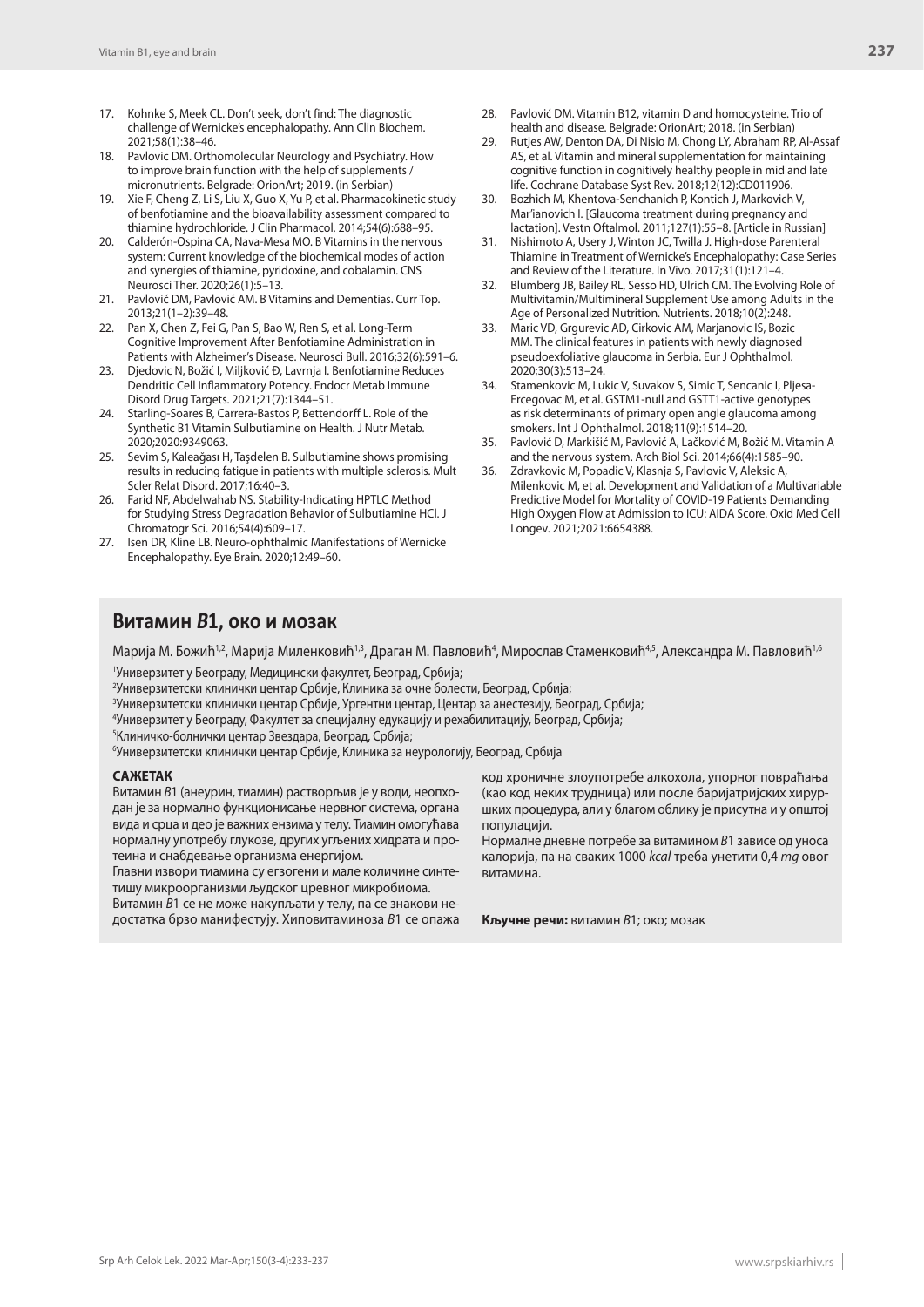17. Kohnke S, Meek CL. Don't seek, don't find: The diagnostic challenge of Wernicke's encephalopathy. Ann Clin Biochem. 2021;58(1):38–46.
18. Pavlovic DM. Orthomolecular Neurology and Psychiatry. How to improve brain function with the help of supplements / micronutrients. Belgrade: OrionArt; 2019. (in Serbian)
19. Xie F, Cheng Z, Li S, Liu X, Guo X, Yu P, et al. Pharmacokinetic study of benfotiamine and the bioavailability assessment compared to thiamine hydrochloride. J Clin Pharmacol. 2014;54(6):688–95.
20. Calderón-Ospina CA, Nava-Mesa MO. B Vitamins in the nervous system: Current knowledge of the biochemical modes of action and synergies of thiamine, pyridoxine, and cobalamin. CNS Neurosci Ther. 2020;26(1):5–13.
21. Pavlović DM, Pavlović AM. B Vitamins and Dementias. Curr Top. 2013;21(1–2):39–48.
22. Pan X, Chen Z, Fei G, Pan S, Bao W, Ren S, et al. Long-Term Cognitive Improvement After Benfotiamine Administration in Patients with Alzheimer's Disease. Neurosci Bull. 2016;32(6):591–6.
23. Djedovic N, Božić I, Miljković Đ, Lavrnja I. Benfotiamine Reduces Dendritic Cell Inflammatory Potency. Endocr Metab Immune Disord Drug Targets. 2021;21(7):1344–51.
24. Starling-Soares B, Carrera-Bastos P, Bettendorff L. Role of the Synthetic B1 Vitamin Sulbutiamine on Health. J Nutr Metab. 2020;2020:9349063.
25. Sevim S, Kaleağası H, Taşdelen B. Sulbutiamine shows promising results in reducing fatigue in patients with multiple sclerosis. Mult Scler Relat Disord. 2017;16:40–3.
26. Farid NF, Abdelwahab NS. Stability-Indicating HPTLC Method for Studying Stress Degradation Behavior of Sulbutiamine HCl. J Chromatogr Sci. 2016;54(4):609–17.
27. Isen DR, Kline LB. Neuro-ophthalmic Manifestations of Wernicke Encephalopathy. Eye Brain. 2020;12:49–60.
28. Pavlović DM. Vitamin B12, vitamin D and homocysteine. Trio of health and disease. Belgrade: OrionArt; 2018. (in Serbian)
29. Rutjes AW, Denton DA, Di Nisio M, Chong LY, Abraham RP, Al-Assaf AS, et al. Vitamin and mineral supplementation for maintaining cognitive function in cognitively healthy people in mid and late life. Cochrane Database Syst Rev. 2018;12(12):CD011906.
30. Bozhich M, Khentova-Senchanich P, Kontich J, Markovich V, Mar'ianovich I. [Glaucoma treatment during pregnancy and lactation]. Vestn Oftalmol. 2011;127(1):55–8. [Article in Russian]
31. Nishimoto A, Usery J, Winton JC, Twilla J. High-dose Parenteral Thiamine in Treatment of Wernicke's Encephalopathy: Case Series and Review of the Literature. In Vivo. 2017;31(1):121–4.
32. Blumberg JB, Bailey RL, Sesso HD, Ulrich CM. The Evolving Role of Multivitamin/Multimineral Supplement Use among Adults in the Age of Personalized Nutrition. Nutrients. 2018;10(2):248.
33. Maric VD, Grgurevic AD, Cirkovic AM, Marjanovic IS, Bozic MM. The clinical features in patients with newly diagnosed pseudoexfoliative glaucoma in Serbia. Eur J Ophthalmol. 2020;30(3):513–24.
34. Stamenkovic M, Lukic V, Suvakov S, Simic T, Sencanic I, Pljesa-Ercegovac M, et al. GSTM1-null and GSTT1-active genotypes as risk determinants of primary open angle glaucoma among smokers. Int J Ophthalmol. 2018;11(9):1514–20.
35. Pavlović D, Markišić M, Pavlović A, Lačković M, Božić M. Vitamin A and the nervous system. Arch Biol Sci. 2014;66(4):1585–90.
36. Zdravkovic M, Popadic V, Klasnja S, Pavlovic V, Aleksic A, Milenkovic M, et al. Development and Validation of a Multivariable Predictive Model for Mortality of COVID-19 Patients Demanding High Oxygen Flow at Admission to ICU: AIDA Score. Oxid Med Cell Longev. 2021;2021:6654388.

## Витамин *B*1, око и мозак

Марија М. Божић[1,2], Марија Миленковић[1,3], Драган М. Павловић[4], Мирослав Стаменковић[4,5], Александра М. Павловић[1,6]

[1]Универзитет у Београду, Медицински факултет, Београд, Србија;
[2]Универзитетски клинички центар Србије, Клиника за очне болести, Београд, Србија;
[3]Универзитетски клинички центар Србије, Ургентни центар, Центар за анестезију, Београд, Србија;
[4]Универзитет у Београду, Факултет за специјалну едукацију и рехабилитацију, Београд, Србија;
[5]Клиничко-болнички центар Звездара, Београд, Србија;
[6]Универзитетски клинички центар Србије, Клиника за неурологију, Београд, Србија

### САЖЕТАК

Витамин *B*1 (анеурин, тиамин) растворљив је у води, неопходан је за нормално функционисање нервног система, органа вида и срца и део је важних ензима у телу. Тиамин омогућава нормалну употребу глукозе, других угљених хидрата и протеина и снабдевање организма енергијом.

Главни извори тиамина су егзогени и мале количине синтетишу микроорганизми људског цревног микробиома.

Витамин *B*1 се не може накупљати у телу, па се знакови недостатка брзо манифестују. Хиповитаминоза *B*1 се опажа код хроничне злоупотребе алкохола, упорног повраћања (као код неких трудница) или после баријатријских хируршких процедура, али у благом облику је присутна и у општој популацији.

Нормалне дневне потребе за витамином *B*1 зависе од уноса калорија, па на сваких 1000 *kcal* треба унетити 0,4 *mg* овог витамина.

**Кључне речи:** витамин *B*1; око; мозак